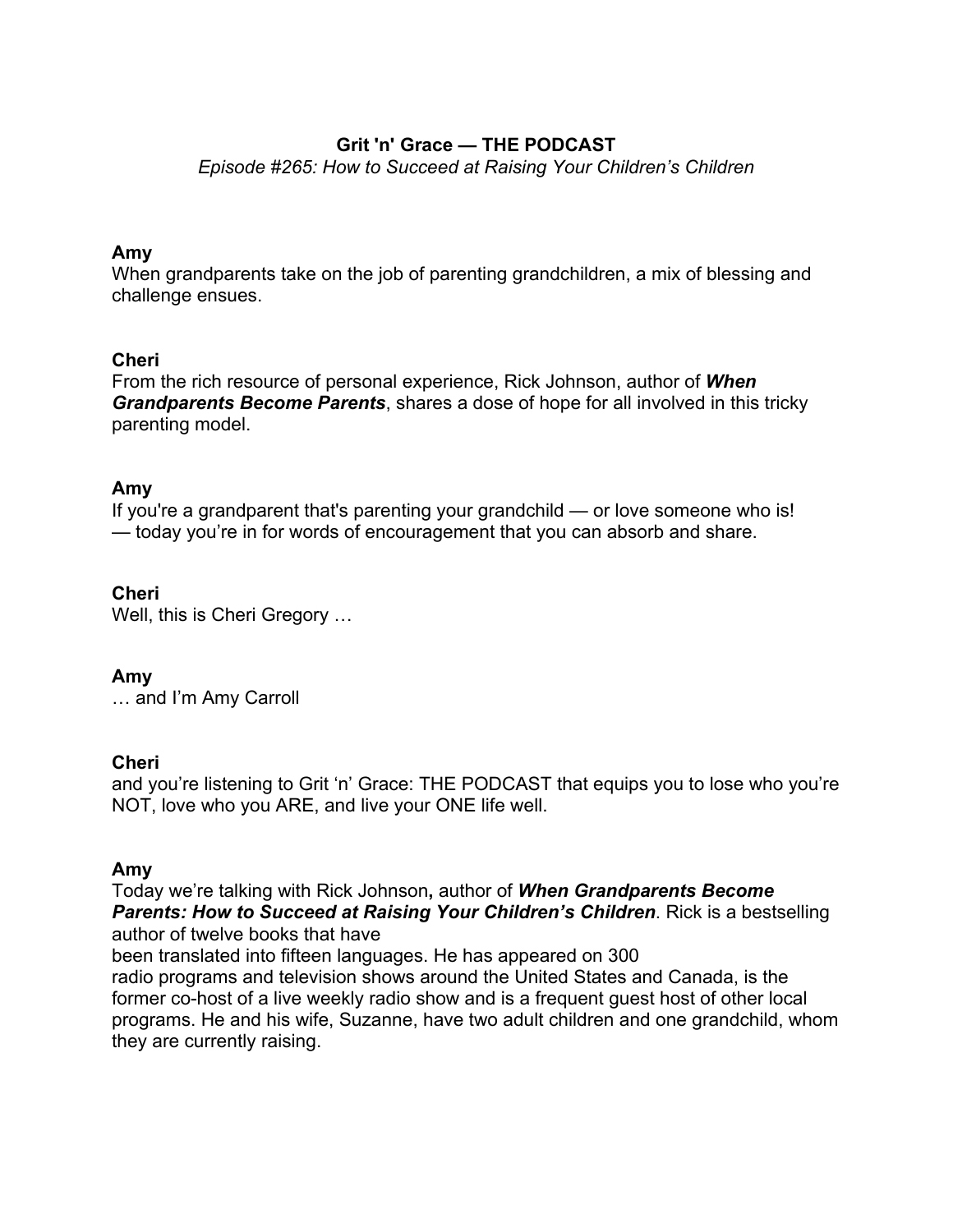**Grit 'n' Grace — THE PODCAST**

*Episode #265: How to Succeed at Raising Your Children's Children*

**Amy**

When grandparents take on the job of parenting grandchildren, a mix of blessing and challenge ensues.

**Cheri**

From the rich resource of personal experience, Rick Johnson, author of ***When Grandparents Become Parents***, shares a dose of hope for all involved in this tricky parenting model.

**Amy**

If you're a grandparent that's parenting your grandchild — or love someone who is! — today you're in for words of encouragement that you can absorb and share.

**Cheri**

Well, this is Cheri Gregory …

**Amy**

… and I'm Amy Carroll

**Cheri**

and you're listening to Grit 'n' Grace: THE PODCAST that equips you to lose who you're NOT, love who you ARE, and live your ONE life well.

**Amy**

Today we're talking with Rick Johnson**,** author of ***When Grandparents Become Parents: How to Succeed at Raising Your Children's Children***. Rick is a bestselling author of twelve books that have been translated into fifteen languages. He has appeared on 300 radio programs and television shows around the United States and Canada, is the former co-host of a live weekly radio show and is a frequent guest host of other local programs. He and his wife, Suzanne, have two adult children and one grandchild, whom they are currently raising.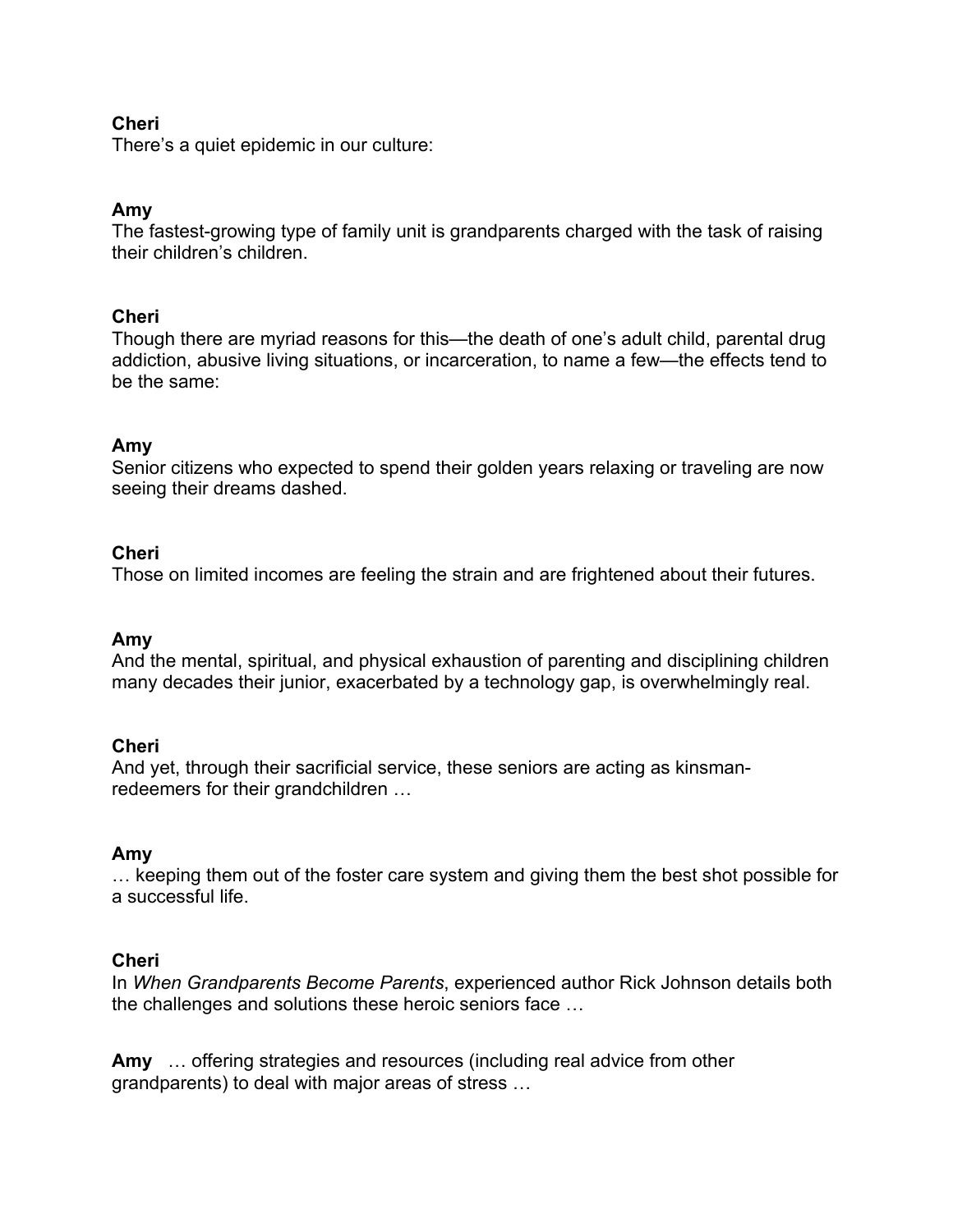**Cheri**
There's a quiet epidemic in our culture:

**Amy**
The fastest-growing type of family unit is grandparents charged with the task of raising their children's children.

**Cheri**
Though there are myriad reasons for this—the death of one's adult child, parental drug addiction, abusive living situations, or incarceration, to name a few—the effects tend to be the same:

**Amy**
Senior citizens who expected to spend their golden years relaxing or traveling are now seeing their dreams dashed.

**Cheri**
Those on limited incomes are feeling the strain and are frightened about their futures.

**Amy**
And the mental, spiritual, and physical exhaustion of parenting and disciplining children many decades their junior, exacerbated by a technology gap, is overwhelmingly real.

**Cheri**
And yet, through their sacrificial service, these seniors are acting as kinsman-redeemers for their grandchildren …

**Amy**
… keeping them out of the foster care system and giving them the best shot possible for a successful life.

**Cheri**
In *When Grandparents Become Parents*, experienced author Rick Johnson details both the challenges and solutions these heroic seniors face …

**Amy** … offering strategies and resources (including real advice from other grandparents) to deal with major areas of stress …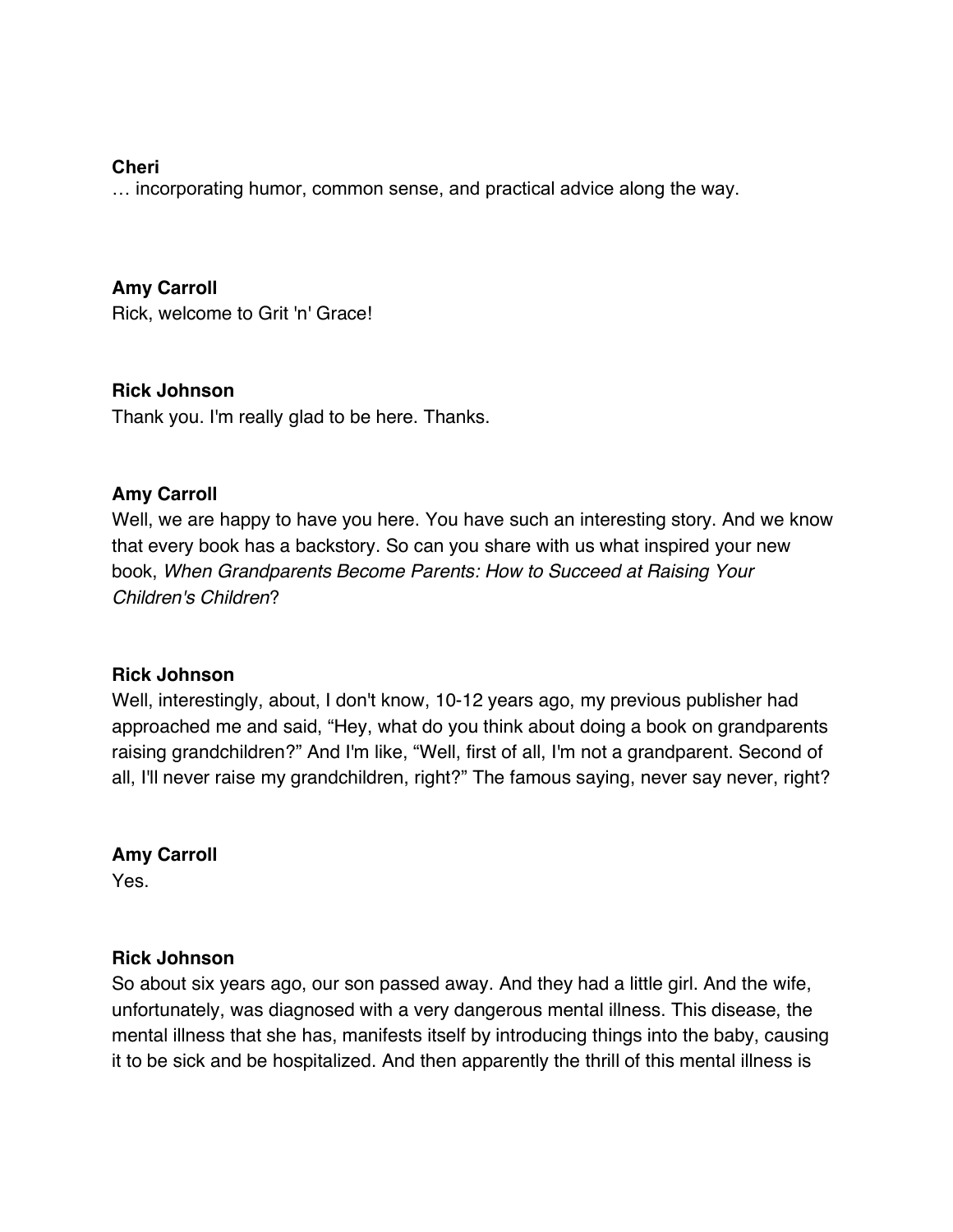**Cheri**

… incorporating humor, common sense, and practical advice along the way.

**Amy Carroll**

Rick, welcome to Grit 'n' Grace!

**Rick Johnson**

Thank you. I'm really glad to be here. Thanks.

**Amy Carroll**

Well, we are happy to have you here. You have such an interesting story. And we know that every book has a backstory. So can you share with us what inspired your new book, *When Grandparents Become Parents: How to Succeed at Raising Your Children's Children*?

**Rick Johnson**

Well, interestingly, about, I don't know, 10-12 years ago, my previous publisher had approached me and said, "Hey, what do you think about doing a book on grandparents raising grandchildren?" And I'm like, "Well, first of all, I'm not a grandparent. Second of all, I'll never raise my grandchildren, right?" The famous saying, never say never, right?

**Amy Carroll**

Yes.

**Rick Johnson**

So about six years ago, our son passed away. And they had a little girl. And the wife, unfortunately, was diagnosed with a very dangerous mental illness. This disease, the mental illness that she has, manifests itself by introducing things into the baby, causing it to be sick and be hospitalized. And then apparently the thrill of this mental illness is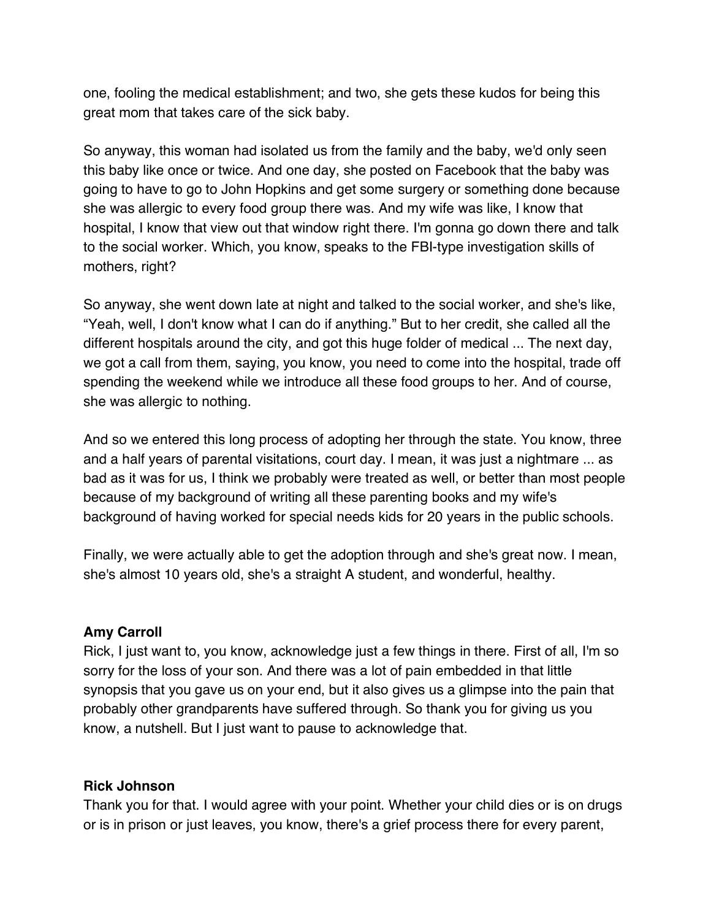one, fooling the medical establishment; and two, she gets these kudos for being this great mom that takes care of the sick baby.

So anyway, this woman had isolated us from the family and the baby, we'd only seen this baby like once or twice. And one day, she posted on Facebook that the baby was going to have to go to John Hopkins and get some surgery or something done because she was allergic to every food group there was. And my wife was like, I know that hospital, I know that view out that window right there. I'm gonna go down there and talk to the social worker. Which, you know, speaks to the FBI-type investigation skills of mothers, right?

So anyway, she went down late at night and talked to the social worker, and she's like, "Yeah, well, I don't know what I can do if anything." But to her credit, she called all the different hospitals around the city, and got this huge folder of medical ... The next day, we got a call from them, saying, you know, you need to come into the hospital, trade off spending the weekend while we introduce all these food groups to her. And of course, she was allergic to nothing.

And so we entered this long process of adopting her through the state. You know, three and a half years of parental visitations, court day. I mean, it was just a nightmare ... as bad as it was for us, I think we probably were treated as well, or better than most people because of my background of writing all these parenting books and my wife's background of having worked for special needs kids for 20 years in the public schools.

Finally, we were actually able to get the adoption through and she's great now. I mean, she's almost 10 years old, she's a straight A student, and wonderful, healthy.

**Amy Carroll**
Rick, I just want to, you know, acknowledge just a few things in there. First of all, I'm so sorry for the loss of your son. And there was a lot of pain embedded in that little synopsis that you gave us on your end, but it also gives us a glimpse into the pain that probably other grandparents have suffered through. So thank you for giving us you know, a nutshell. But I just want to pause to acknowledge that.

**Rick Johnson**
Thank you for that. I would agree with your point. Whether your child dies or is on drugs or is in prison or just leaves, you know, there's a grief process there for every parent,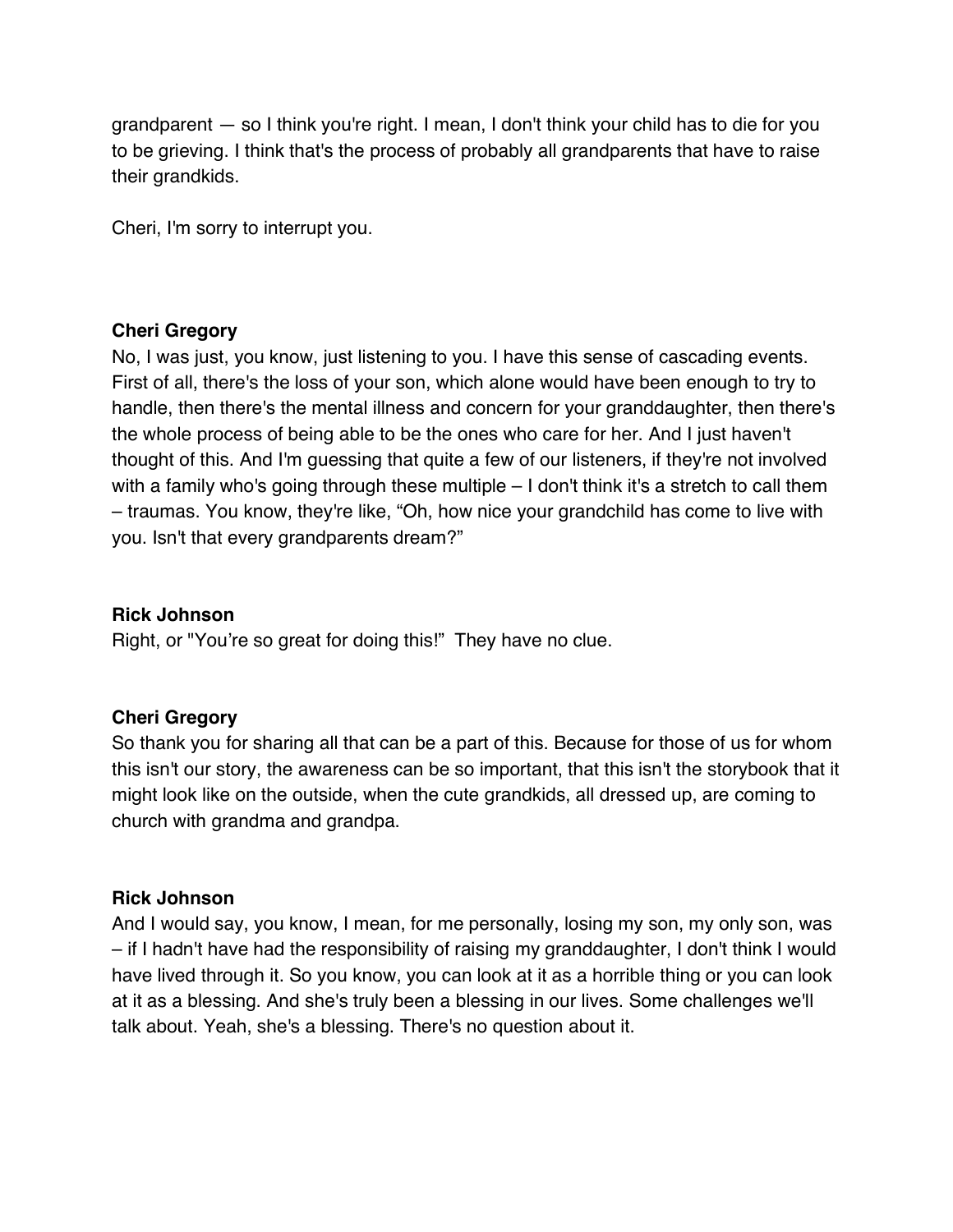grandparent — so I think you're right. I mean, I don't think your child has to die for you to be grieving. I think that's the process of probably all grandparents that have to raise their grandkids.

Cheri, I'm sorry to interrupt you.

**Cheri Gregory**
No, I was just, you know, just listening to you. I have this sense of cascading events. First of all, there's the loss of your son, which alone would have been enough to try to handle, then there's the mental illness and concern for your granddaughter, then there's the whole process of being able to be the ones who care for her. And I just haven't thought of this. And I'm guessing that quite a few of our listeners, if they're not involved with a family who's going through these multiple – I don't think it's a stretch to call them – traumas. You know, they're like, "Oh, how nice your grandchild has come to live with you. Isn't that every grandparents dream?"

**Rick Johnson**
Right, or "You're so great for doing this!" They have no clue.

**Cheri Gregory**
So thank you for sharing all that can be a part of this. Because for those of us for whom this isn't our story, the awareness can be so important, that this isn't the storybook that it might look like on the outside, when the cute grandkids, all dressed up, are coming to church with grandma and grandpa.

**Rick Johnson**
And I would say, you know, I mean, for me personally, losing my son, my only son, was – if I hadn't have had the responsibility of raising my granddaughter, I don't think I would have lived through it. So you know, you can look at it as a horrible thing or you can look at it as a blessing. And she's truly been a blessing in our lives. Some challenges we'll talk about. Yeah, she's a blessing. There's no question about it.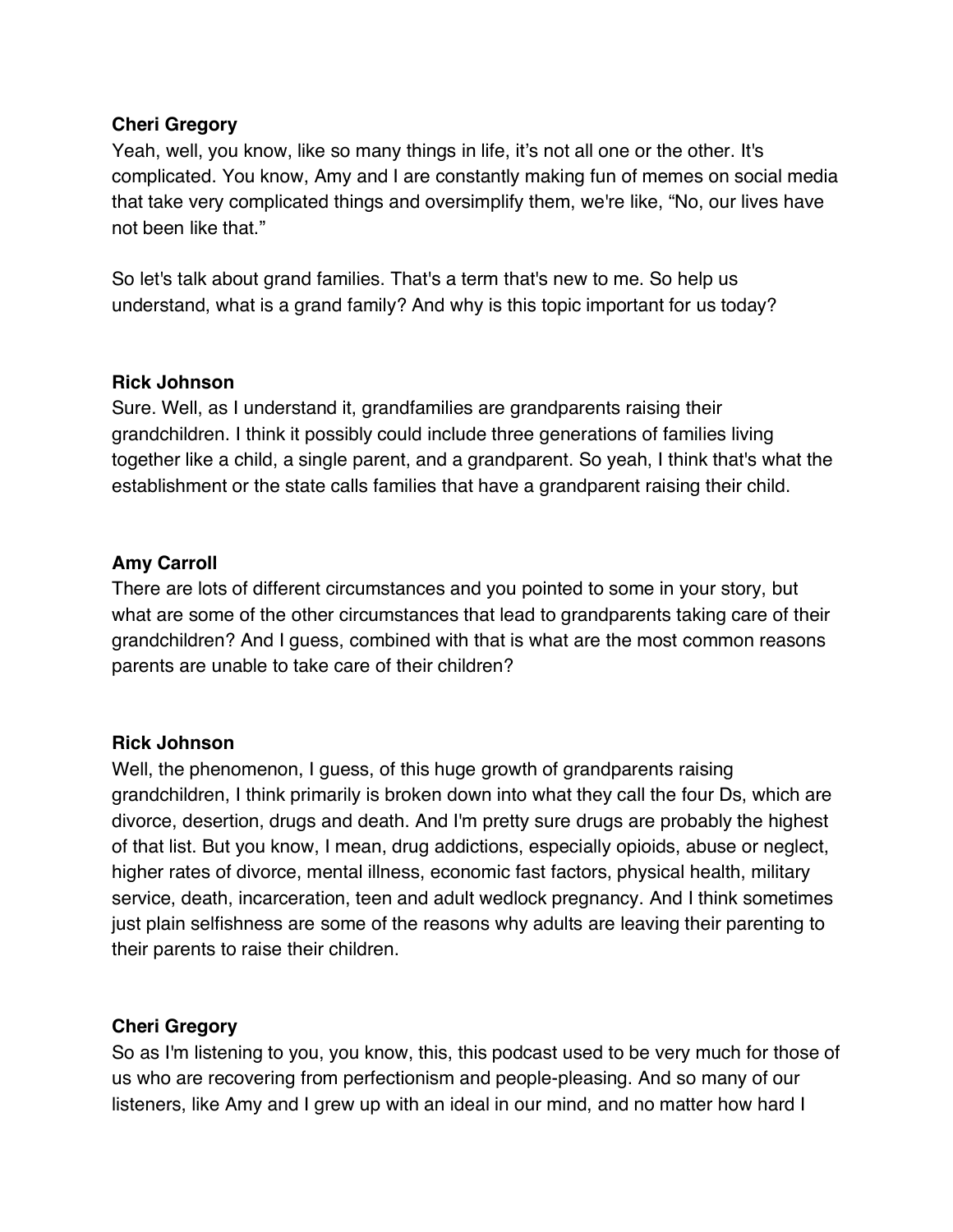**Cheri Gregory**

Yeah, well, you know, like so many things in life, it's not all one or the other. It's complicated. You know, Amy and I are constantly making fun of memes on social media that take very complicated things and oversimplify them, we're like, "No, our lives have not been like that."

So let's talk about grand families. That's a term that's new to me. So help us understand, what is a grand family? And why is this topic important for us today?

**Rick Johnson**

Sure. Well, as I understand it, grandfamilies are grandparents raising their grandchildren. I think it possibly could include three generations of families living together like a child, a single parent, and a grandparent. So yeah, I think that's what the establishment or the state calls families that have a grandparent raising their child.

**Amy Carroll**

There are lots of different circumstances and you pointed to some in your story, but what are some of the other circumstances that lead to grandparents taking care of their grandchildren? And I guess, combined with that is what are the most common reasons parents are unable to take care of their children?

**Rick Johnson**

Well, the phenomenon, I guess, of this huge growth of grandparents raising grandchildren, I think primarily is broken down into what they call the four Ds, which are divorce, desertion, drugs and death. And I'm pretty sure drugs are probably the highest of that list. But you know, I mean, drug addictions, especially opioids, abuse or neglect, higher rates of divorce, mental illness, economic fast factors, physical health, military service, death, incarceration, teen and adult wedlock pregnancy. And I think sometimes just plain selfishness are some of the reasons why adults are leaving their parenting to their parents to raise their children.

**Cheri Gregory**

So as I'm listening to you, you know, this, this podcast used to be very much for those of us who are recovering from perfectionism and people-pleasing. And so many of our listeners, like Amy and I grew up with an ideal in our mind, and no matter how hard I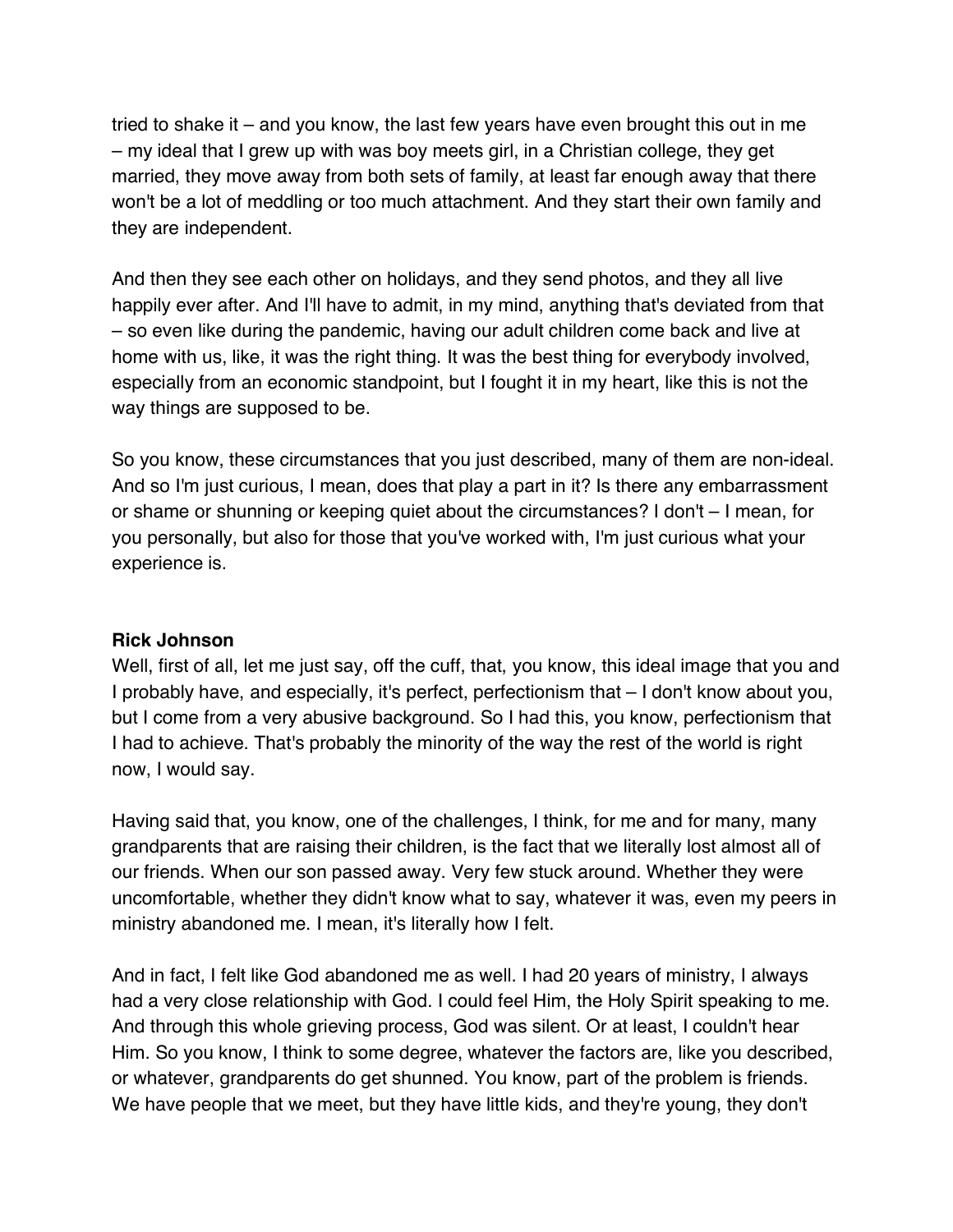tried to shake it – and you know, the last few years have even brought this out in me – my ideal that I grew up with was boy meets girl, in a Christian college, they get married, they move away from both sets of family, at least far enough away that there won't be a lot of meddling or too much attachment. And they start their own family and they are independent.

And then they see each other on holidays, and they send photos, and they all live happily ever after. And I'll have to admit, in my mind, anything that's deviated from that – so even like during the pandemic, having our adult children come back and live at home with us, like, it was the right thing. It was the best thing for everybody involved, especially from an economic standpoint, but I fought it in my heart, like this is not the way things are supposed to be.

So you know, these circumstances that you just described, many of them are non-ideal. And so I'm just curious, I mean, does that play a part in it? Is there any embarrassment or shame or shunning or keeping quiet about the circumstances? I don't – I mean, for you personally, but also for those that you've worked with, I'm just curious what your experience is.

**Rick Johnson**
Well, first of all, let me just say, off the cuff, that, you know, this ideal image that you and I probably have, and especially, it's perfect, perfectionism that – I don't know about you, but I come from a very abusive background. So I had this, you know, perfectionism that I had to achieve. That's probably the minority of the way the rest of the world is right now, I would say.

Having said that, you know, one of the challenges, I think, for me and for many, many grandparents that are raising their children, is the fact that we literally lost almost all of our friends. When our son passed away. Very few stuck around. Whether they were uncomfortable, whether they didn't know what to say, whatever it was, even my peers in ministry abandoned me. I mean, it's literally how I felt.

And in fact, I felt like God abandoned me as well. I had 20 years of ministry, I always had a very close relationship with God. I could feel Him, the Holy Spirit speaking to me. And through this whole grieving process, God was silent. Or at least, I couldn't hear Him. So you know, I think to some degree, whatever the factors are, like you described, or whatever, grandparents do get shunned. You know, part of the problem is friends. We have people that we meet, but they have little kids, and they're young, they don't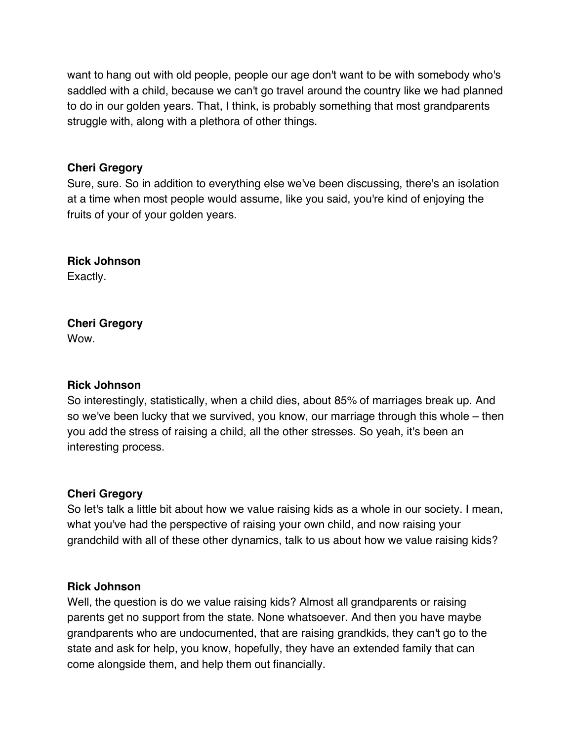want to hang out with old people, people our age don't want to be with somebody who's saddled with a child, because we can't go travel around the country like we had planned to do in our golden years. That, I think, is probably something that most grandparents struggle with, along with a plethora of other things.

**Cheri Gregory**
Sure, sure. So in addition to everything else we've been discussing, there's an isolation at a time when most people would assume, like you said, you're kind of enjoying the fruits of your of your golden years.

**Rick Johnson**
Exactly.

**Cheri Gregory**
Wow.

**Rick Johnson**
So interestingly, statistically, when a child dies, about 85% of marriages break up. And so we've been lucky that we survived, you know, our marriage through this whole – then you add the stress of raising a child, all the other stresses. So yeah, it's been an interesting process.

**Cheri Gregory**
So let's talk a little bit about how we value raising kids as a whole in our society. I mean, what you've had the perspective of raising your own child, and now raising your grandchild with all of these other dynamics, talk to us about how we value raising kids?

**Rick Johnson**
Well, the question is do we value raising kids? Almost all grandparents or raising parents get no support from the state. None whatsoever. And then you have maybe grandparents who are undocumented, that are raising grandkids, they can't go to the state and ask for help, you know, hopefully, they have an extended family that can come alongside them, and help them out financially.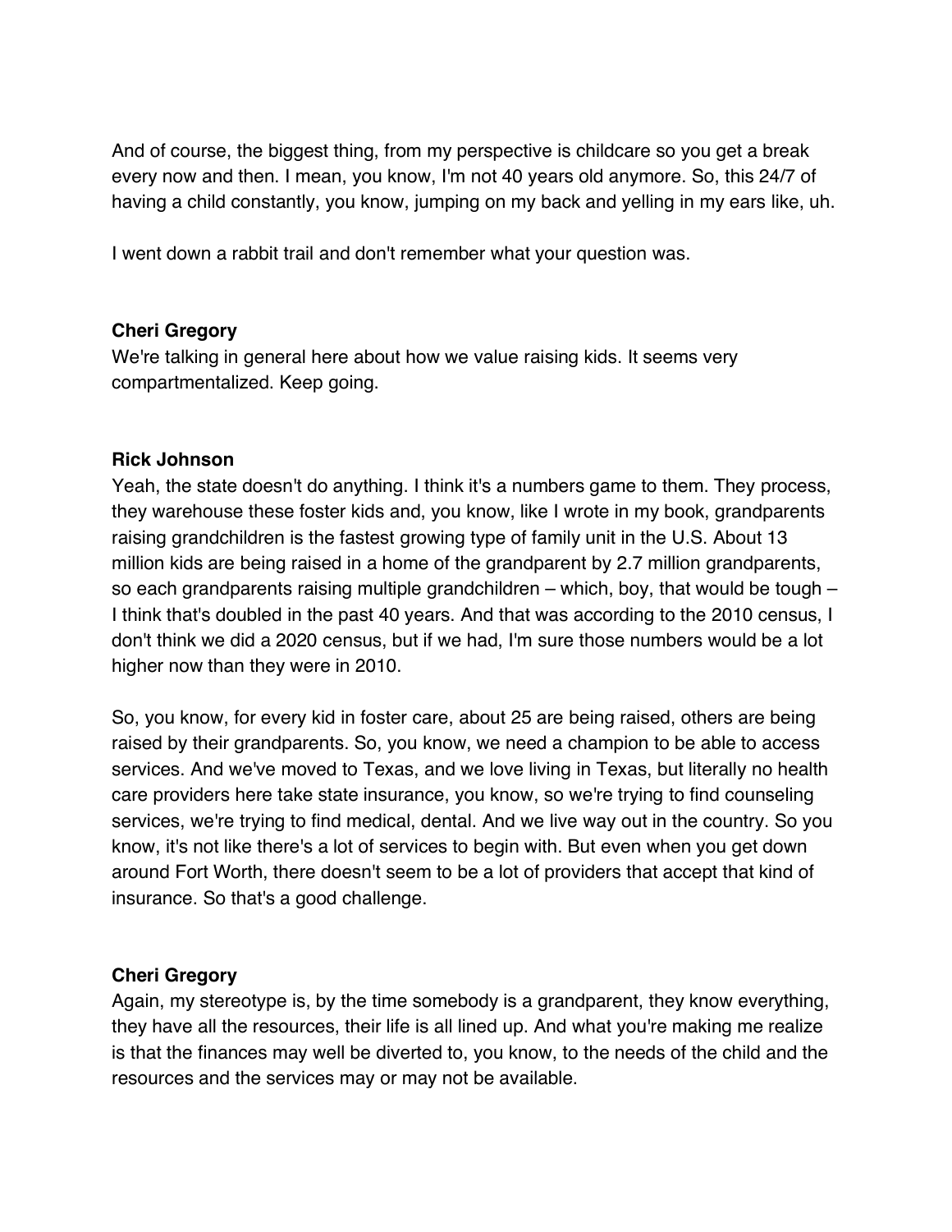And of course, the biggest thing, from my perspective is childcare so you get a break every now and then. I mean, you know, I'm not 40 years old anymore. So, this 24/7 of having a child constantly, you know, jumping on my back and yelling in my ears like, uh.

I went down a rabbit trail and don't remember what your question was.

**Cheri Gregory**
We're talking in general here about how we value raising kids. It seems very compartmentalized. Keep going.

**Rick Johnson**
Yeah, the state doesn't do anything. I think it's a numbers game to them. They process, they warehouse these foster kids and, you know, like I wrote in my book, grandparents raising grandchildren is the fastest growing type of family unit in the U.S. About 13 million kids are being raised in a home of the grandparent by 2.7 million grandparents, so each grandparents raising multiple grandchildren – which, boy, that would be tough – I think that's doubled in the past 40 years. And that was according to the 2010 census, I don't think we did a 2020 census, but if we had, I'm sure those numbers would be a lot higher now than they were in 2010.

So, you know, for every kid in foster care, about 25 are being raised, others are being raised by their grandparents. So, you know, we need a champion to be able to access services. And we've moved to Texas, and we love living in Texas, but literally no health care providers here take state insurance, you know, so we're trying to find counseling services, we're trying to find medical, dental. And we live way out in the country. So you know, it's not like there's a lot of services to begin with. But even when you get down around Fort Worth, there doesn't seem to be a lot of providers that accept that kind of insurance. So that's a good challenge.

**Cheri Gregory**
Again, my stereotype is, by the time somebody is a grandparent, they know everything, they have all the resources, their life is all lined up. And what you're making me realize is that the finances may well be diverted to, you know, to the needs of the child and the resources and the services may or may not be available.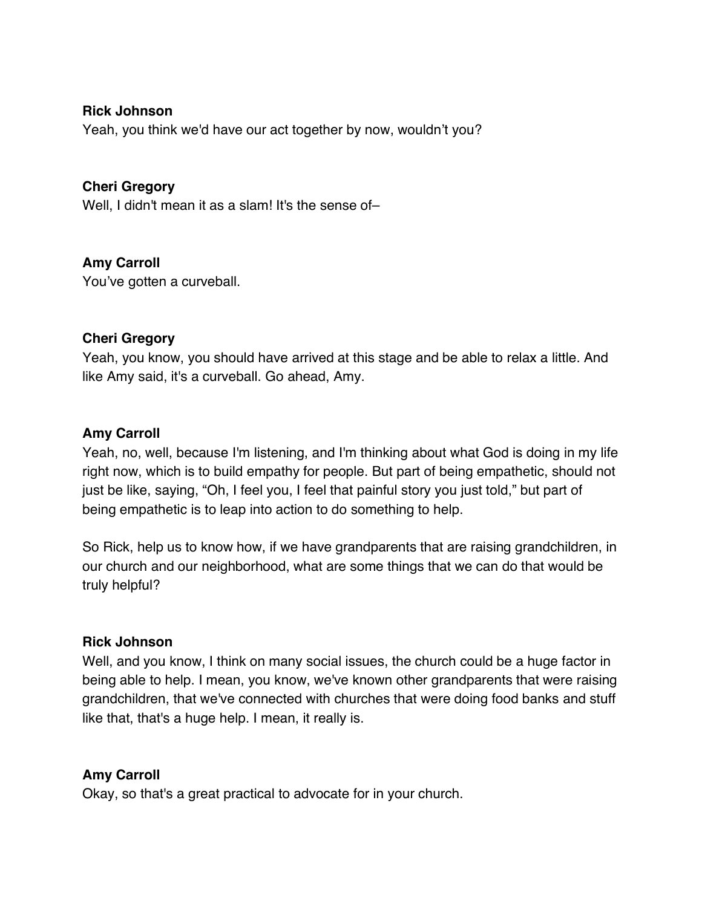**Rick Johnson**
Yeah, you think we'd have our act together by now, wouldn't you?

**Cheri Gregory**
Well, I didn't mean it as a slam! It's the sense of–

**Amy Carroll**
You've gotten a curveball.

**Cheri Gregory**
Yeah, you know, you should have arrived at this stage and be able to relax a little. And like Amy said, it's a curveball. Go ahead, Amy.

**Amy Carroll**
Yeah, no, well, because I'm listening, and I'm thinking about what God is doing in my life right now, which is to build empathy for people. But part of being empathetic, should not just be like, saying, "Oh, I feel you, I feel that painful story you just told," but part of being empathetic is to leap into action to do something to help.

So Rick, help us to know how, if we have grandparents that are raising grandchildren, in our church and our neighborhood, what are some things that we can do that would be truly helpful?

**Rick Johnson**
Well, and you know, I think on many social issues, the church could be a huge factor in being able to help. I mean, you know, we've known other grandparents that were raising grandchildren, that we've connected with churches that were doing food banks and stuff like that, that's a huge help. I mean, it really is.

**Amy Carroll**
Okay, so that's a great practical to advocate for in your church.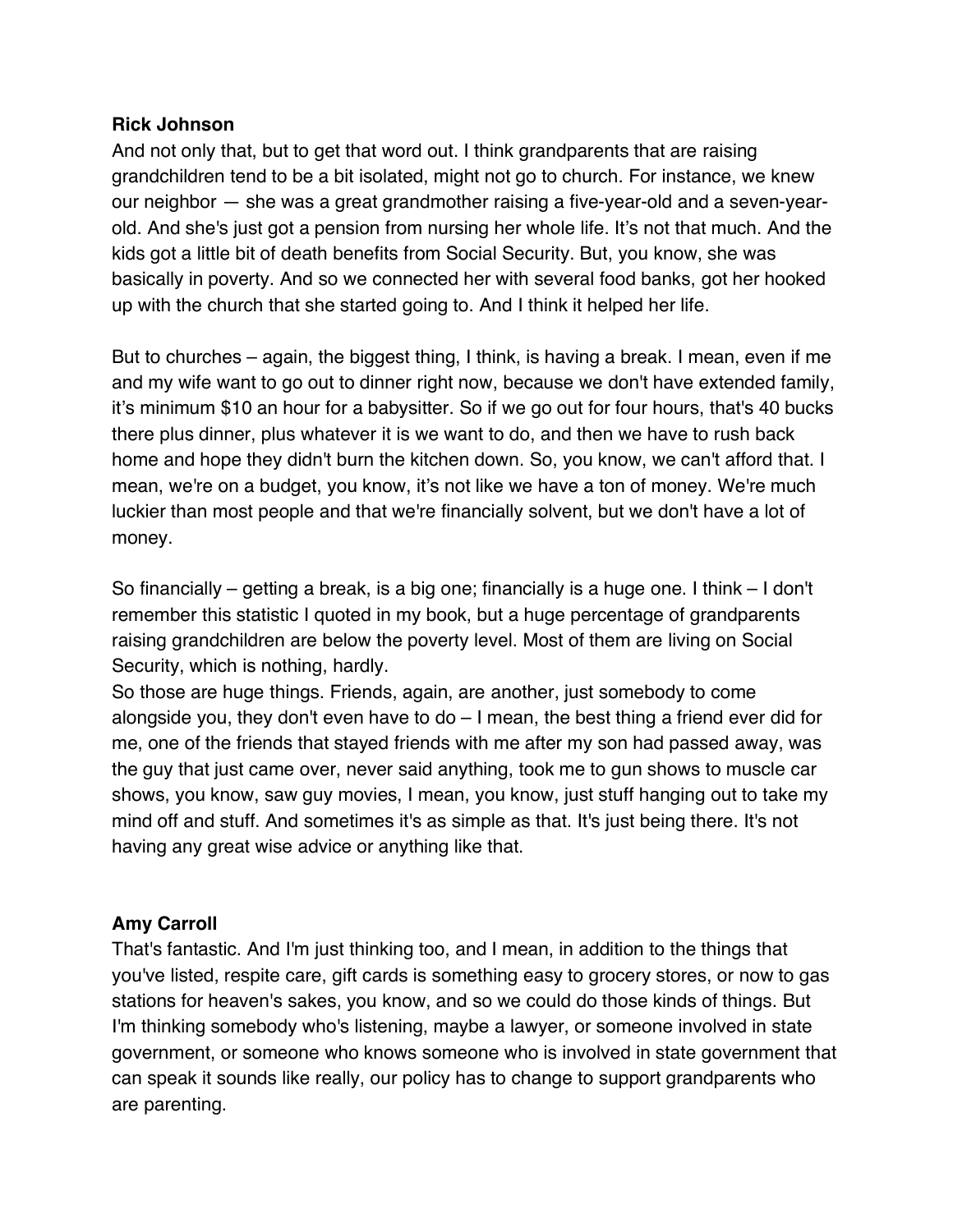**Rick Johnson**

And not only that, but to get that word out. I think grandparents that are raising grandchildren tend to be a bit isolated, might not go to church. For instance, we knew our neighbor — she was a great grandmother raising a five-year-old and a seven-year-old. And she's just got a pension from nursing her whole life. It's not that much. And the kids got a little bit of death benefits from Social Security. But, you know, she was basically in poverty. And so we connected her with several food banks, got her hooked up with the church that she started going to. And I think it helped her life.

But to churches – again, the biggest thing, I think, is having a break. I mean, even if me and my wife want to go out to dinner right now, because we don't have extended family, it's minimum $10 an hour for a babysitter. So if we go out for four hours, that's 40 bucks there plus dinner, plus whatever it is we want to do, and then we have to rush back home and hope they didn't burn the kitchen down. So, you know, we can't afford that. I mean, we're on a budget, you know, it's not like we have a ton of money. We're much luckier than most people and that we're financially solvent, but we don't have a lot of money.

So financially – getting a break, is a big one; financially is a huge one. I think – I don't remember this statistic I quoted in my book, but a huge percentage of grandparents raising grandchildren are below the poverty level. Most of them are living on Social Security, which is nothing, hardly.

So those are huge things. Friends, again, are another, just somebody to come alongside you, they don't even have to do – I mean, the best thing a friend ever did for me, one of the friends that stayed friends with me after my son had passed away, was the guy that just came over, never said anything, took me to gun shows to muscle car shows, you know, saw guy movies, I mean, you know, just stuff hanging out to take my mind off and stuff. And sometimes it's as simple as that. It's just being there. It's not having any great wise advice or anything like that.

**Amy Carroll**

That's fantastic. And I'm just thinking too, and I mean, in addition to the things that you've listed, respite care, gift cards is something easy to grocery stores, or now to gas stations for heaven's sakes, you know, and so we could do those kinds of things. But I'm thinking somebody who's listening, maybe a lawyer, or someone involved in state government, or someone who knows someone who is involved in state government that can speak it sounds like really, our policy has to change to support grandparents who are parenting.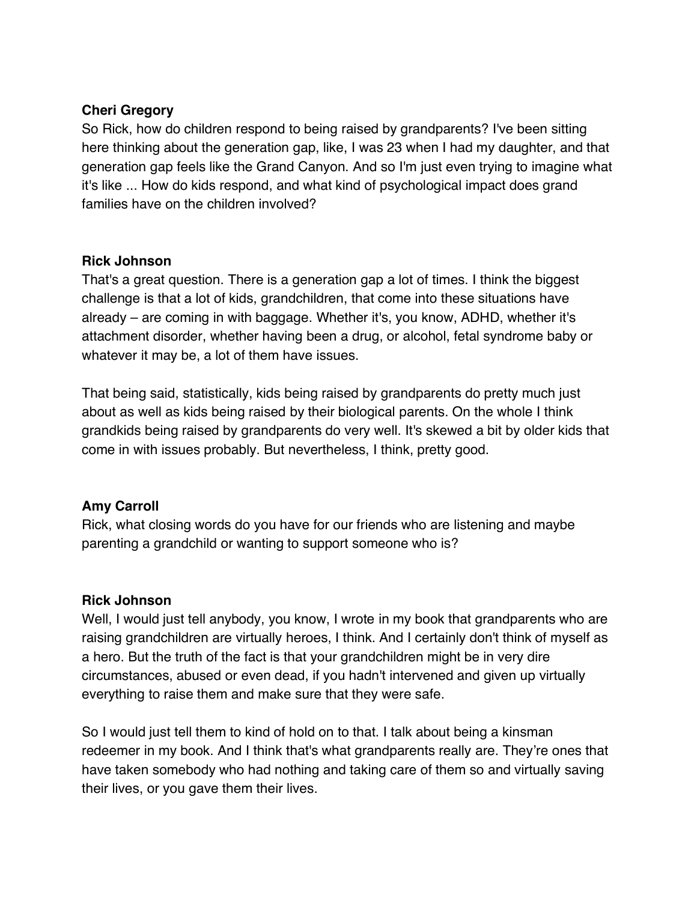**Cheri Gregory**

So Rick, how do children respond to being raised by grandparents? I've been sitting here thinking about the generation gap, like, I was 23 when I had my daughter, and that generation gap feels like the Grand Canyon. And so I'm just even trying to imagine what it's like ... How do kids respond, and what kind of psychological impact does grand families have on the children involved?

**Rick Johnson**

That's a great question. There is a generation gap a lot of times. I think the biggest challenge is that a lot of kids, grandchildren, that come into these situations have already – are coming in with baggage. Whether it's, you know, ADHD, whether it's attachment disorder, whether having been a drug, or alcohol, fetal syndrome baby or whatever it may be, a lot of them have issues.

That being said, statistically, kids being raised by grandparents do pretty much just about as well as kids being raised by their biological parents. On the whole I think grandkids being raised by grandparents do very well. It's skewed a bit by older kids that come in with issues probably. But nevertheless, I think, pretty good.

**Amy Carroll**

Rick, what closing words do you have for our friends who are listening and maybe parenting a grandchild or wanting to support someone who is?

**Rick Johnson**

Well, I would just tell anybody, you know, I wrote in my book that grandparents who are raising grandchildren are virtually heroes, I think. And I certainly don't think of myself as a hero. But the truth of the fact is that your grandchildren might be in very dire circumstances, abused or even dead, if you hadn't intervened and given up virtually everything to raise them and make sure that they were safe.

So I would just tell them to kind of hold on to that. I talk about being a kinsman redeemer in my book. And I think that's what grandparents really are. They're ones that have taken somebody who had nothing and taking care of them so and virtually saving their lives, or you gave them their lives.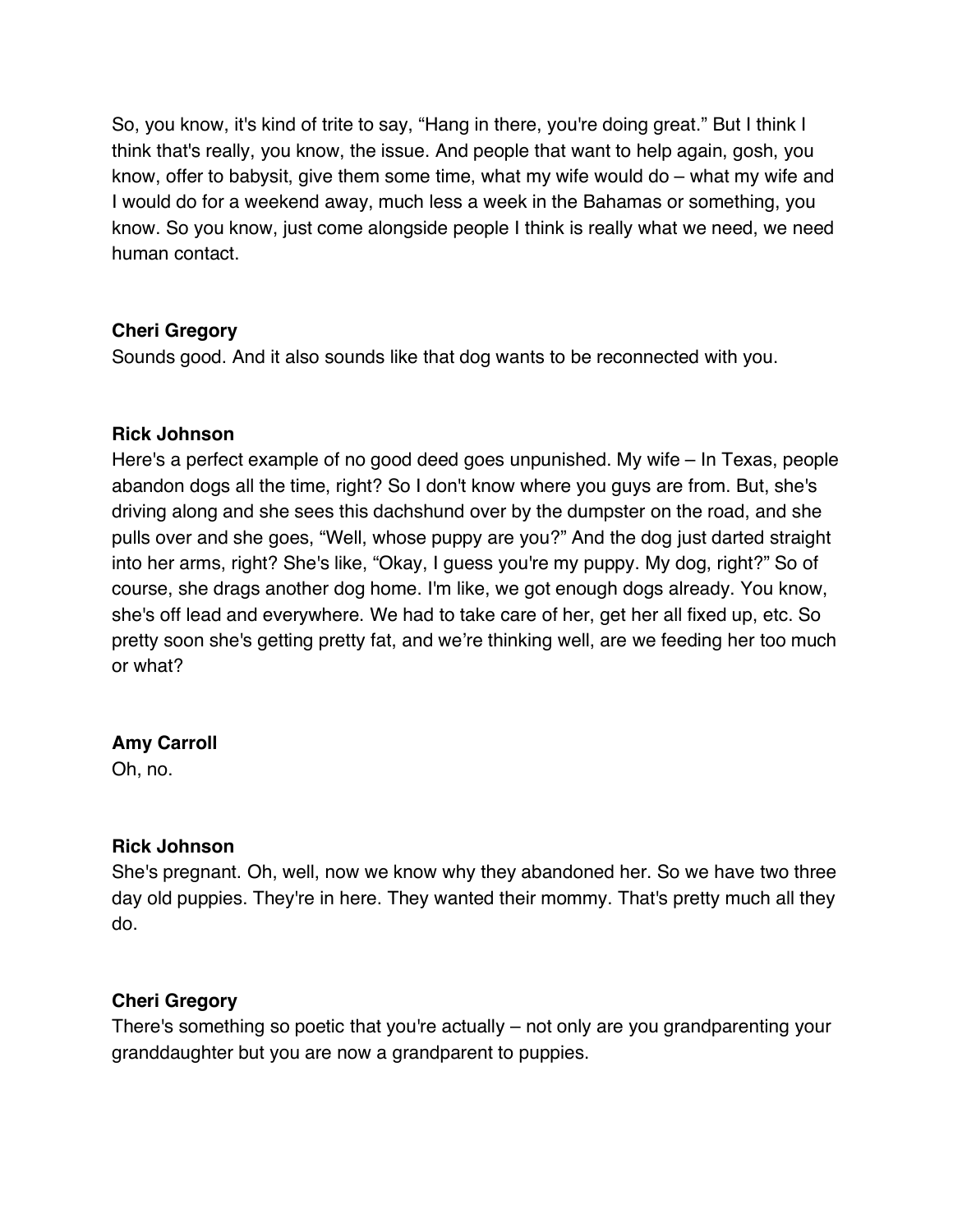So, you know, it's kind of trite to say, "Hang in there, you're doing great." But I think I think that's really, you know, the issue. And people that want to help again, gosh, you know, offer to babysit, give them some time, what my wife would do – what my wife and I would do for a weekend away, much less a week in the Bahamas or something, you know. So you know, just come alongside people I think is really what we need, we need human contact.

**Cheri Gregory**
Sounds good. And it also sounds like that dog wants to be reconnected with you.

**Rick Johnson**
Here's a perfect example of no good deed goes unpunished. My wife – In Texas, people abandon dogs all the time, right? So I don't know where you guys are from. But, she's driving along and she sees this dachshund over by the dumpster on the road, and she pulls over and she goes, "Well, whose puppy are you?" And the dog just darted straight into her arms, right? She's like, "Okay, I guess you're my puppy. My dog, right?" So of course, she drags another dog home. I'm like, we got enough dogs already. You know, she's off lead and everywhere. We had to take care of her, get her all fixed up, etc. So pretty soon she's getting pretty fat, and we're thinking well, are we feeding her too much or what?

**Amy Carroll**
Oh, no.

**Rick Johnson**
She's pregnant. Oh, well, now we know why they abandoned her. So we have two three day old puppies. They're in here. They wanted their mommy. That's pretty much all they do.

**Cheri Gregory**
There's something so poetic that you're actually – not only are you grandparenting your granddaughter but you are now a grandparent to puppies.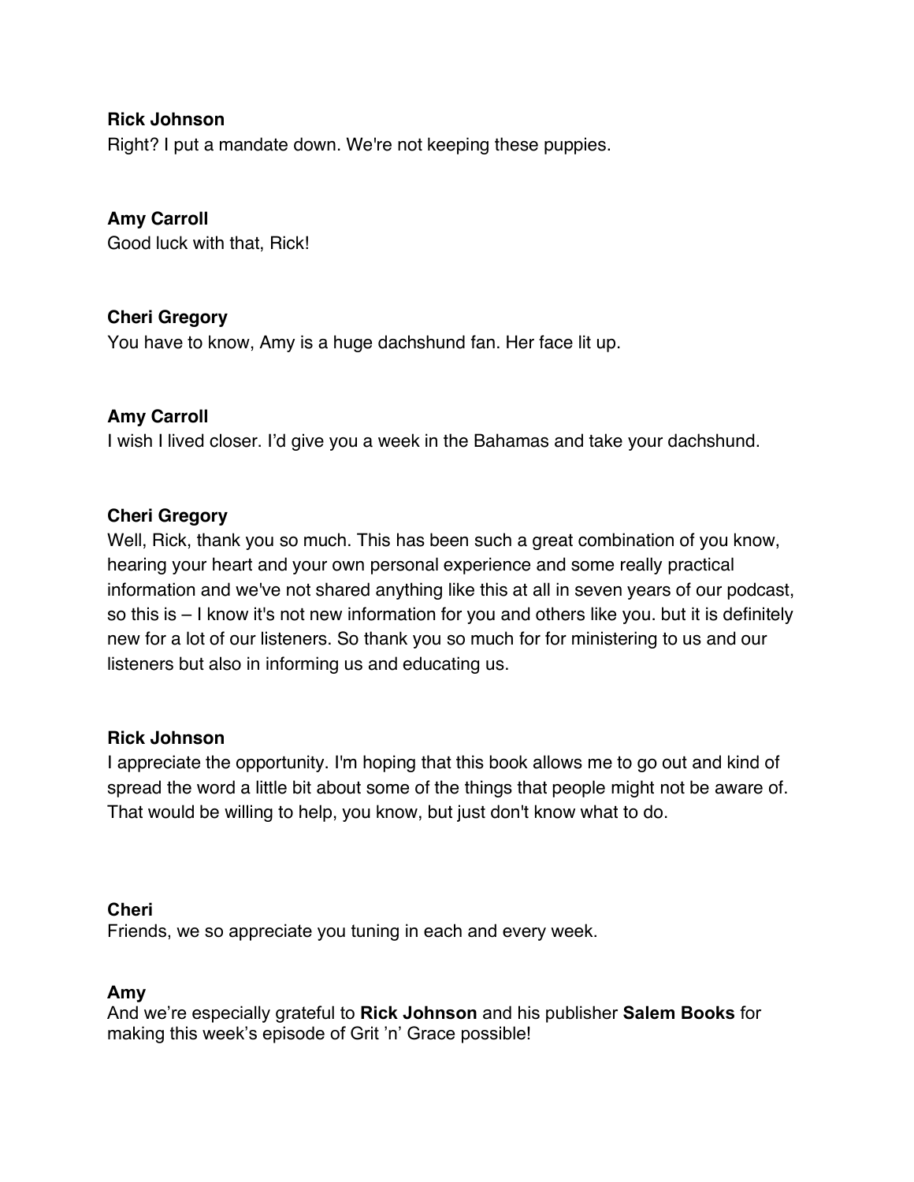**Rick Johnson**
Right? I put a mandate down. We're not keeping these puppies.

**Amy Carroll**
Good luck with that, Rick!

**Cheri Gregory**
You have to know, Amy is a huge dachshund fan. Her face lit up.

**Amy Carroll**
I wish I lived closer. I'd give you a week in the Bahamas and take your dachshund.

**Cheri Gregory**
Well, Rick, thank you so much. This has been such a great combination of you know, hearing your heart and your own personal experience and some really practical information and we've not shared anything like this at all in seven years of our podcast, so this is – I know it's not new information for you and others like you. but it is definitely new for a lot of our listeners. So thank you so much for for ministering to us and our listeners but also in informing us and educating us.

**Rick Johnson**
I appreciate the opportunity. I'm hoping that this book allows me to go out and kind of spread the word a little bit about some of the things that people might not be aware of. That would be willing to help, you know, but just don't know what to do.

**Cheri**
Friends, we so appreciate you tuning in each and every week.

**Amy**
And we're especially grateful to **Rick Johnson** and his publisher **Salem Books** for making this week's episode of Grit 'n' Grace possible!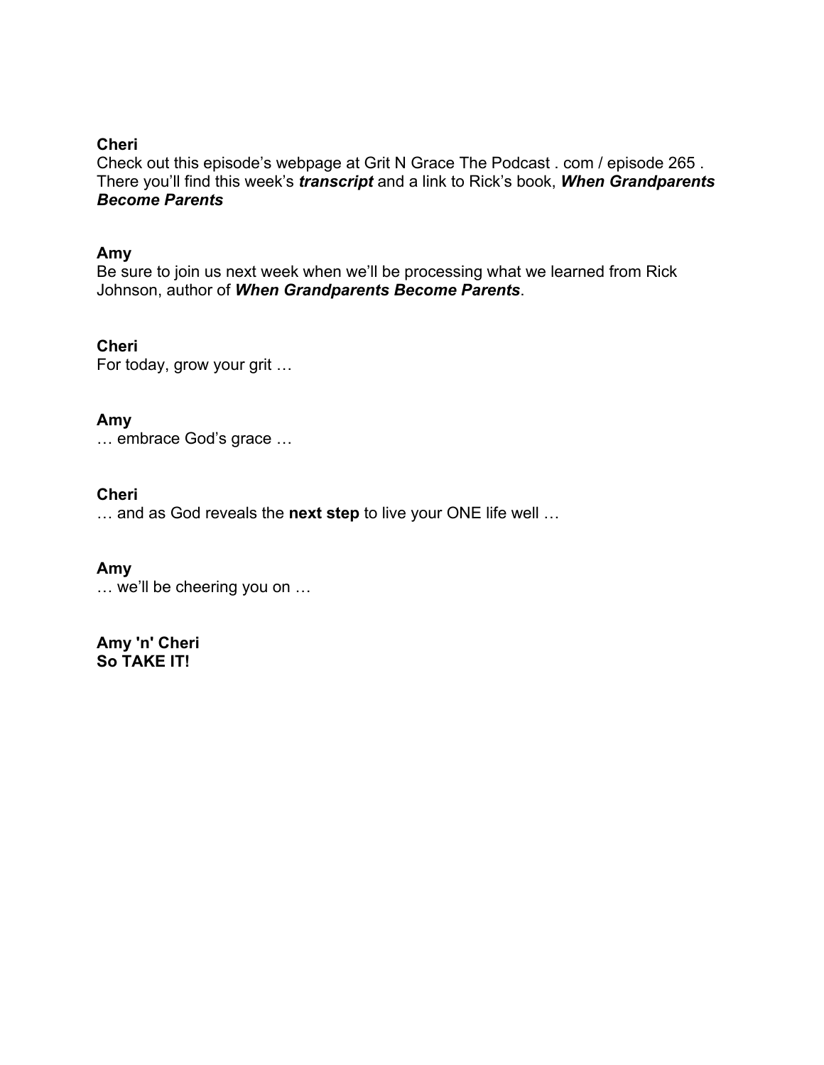**Cheri**
Check out this episode's webpage at Grit N Grace The Podcast . com / episode 265 . There you'll find this week's ***transcript*** and a link to Rick's book, ***When Grandparents Become Parents***

**Amy**
Be sure to join us next week when we'll be processing what we learned from Rick Johnson, author of ***When Grandparents Become Parents***.

**Cheri**
For today, grow your grit …

**Amy**
… embrace God's grace …

**Cheri**
… and as God reveals the **next step** to live your ONE life well …

**Amy**
… we'll be cheering you on …

**Amy 'n' Cheri**
**So TAKE IT!**